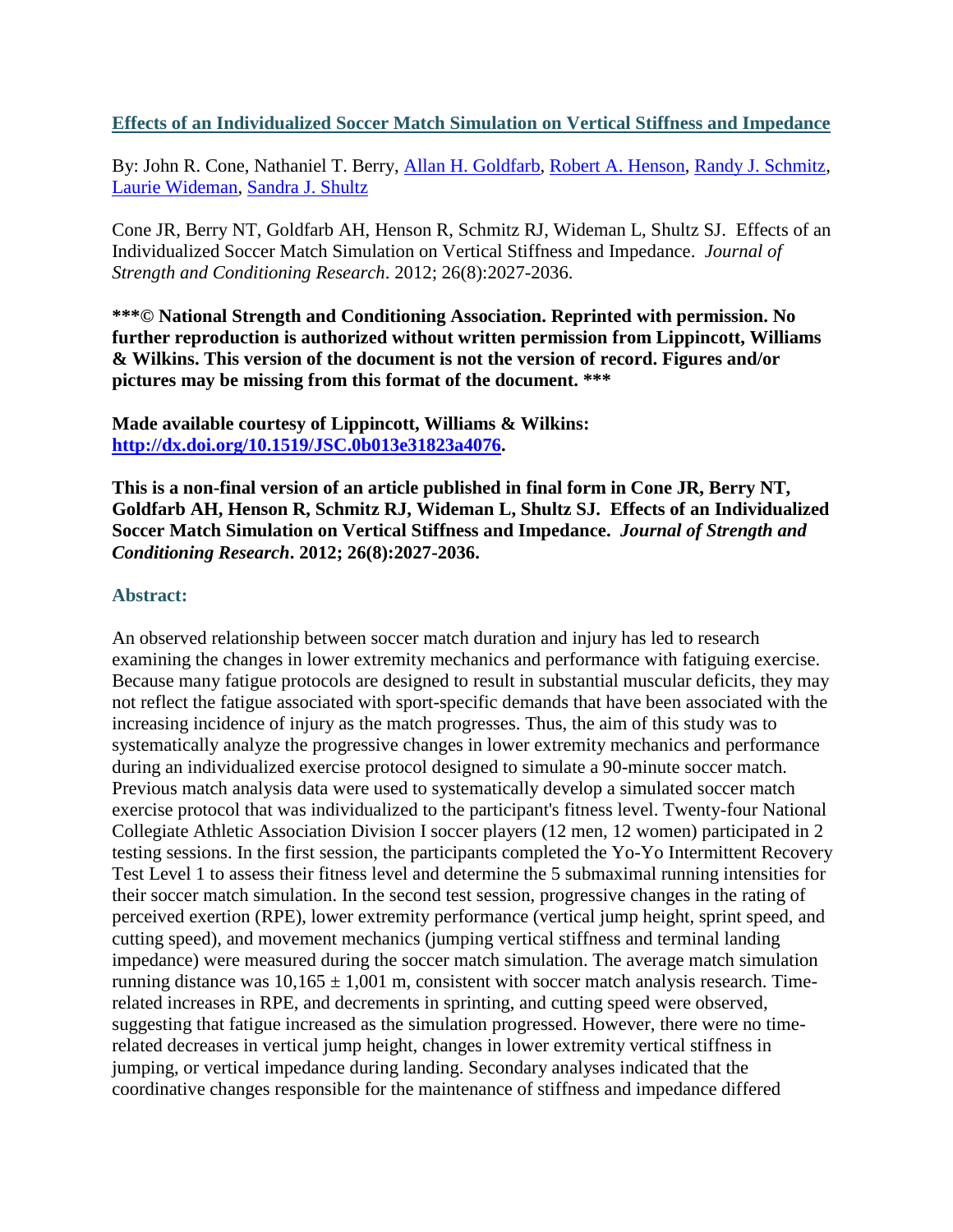# [Effects of an Individualized Soccer Match Simulation on Vertical Stiffness and Impedance](#)

By: John R. Cone, Nathaniel T. Berry, [Allan H. Goldfarb](#), [Robert A. Henson](#), [Randy J. Schmitz](#), [Laurie Wideman](#), [Sandra J. Shultz](#)

Cone JR, Berry NT, Goldfarb AH, Henson R, Schmitz RJ, Wideman L, Shultz SJ. Effects of an Individualized Soccer Match Simulation on Vertical Stiffness and Impedance. *Journal of Strength and Conditioning Research*. 2012; 26(8):2027-2036.

**\*\*\*© National Strength and Conditioning Association. Reprinted with permission. No further reproduction is authorized without written permission from Lippincott, Williams & Wilkins. This version of the document is not the version of record. Figures and/or pictures may be missing from this format of the document. \*\*\***

**Made available courtesy of Lippincott, Williams & Wilkins: [http://dx.doi.org/10.1519/JSC.0b013e31823a4076](http://dx.doi.org/10.1519/JSC.0b013e31823a4076).**

**This is a non-final version of an article published in final form in Cone JR, Berry NT, Goldfarb AH, Henson R, Schmitz RJ, Wideman L, Shultz SJ. Effects of an Individualized Soccer Match Simulation on Vertical Stiffness and Impedance. *Journal of Strength and Conditioning Research*. 2012; 26(8):2027-2036.**

## Abstract:

An observed relationship between soccer match duration and injury has led to research examining the changes in lower extremity mechanics and performance with fatiguing exercise. Because many fatigue protocols are designed to result in substantial muscular deficits, they may not reflect the fatigue associated with sport-specific demands that have been associated with the increasing incidence of injury as the match progresses. Thus, the aim of this study was to systematically analyze the progressive changes in lower extremity mechanics and performance during an individualized exercise protocol designed to simulate a 90-minute soccer match. Previous match analysis data were used to systematically develop a simulated soccer match exercise protocol that was individualized to the participant's fitness level. Twenty-four National Collegiate Athletic Association Division I soccer players (12 men, 12 women) participated in 2 testing sessions. In the first session, the participants completed the Yo-Yo Intermittent Recovery Test Level 1 to assess their fitness level and determine the 5 submaximal running intensities for their soccer match simulation. In the second test session, progressive changes in the rating of perceived exertion (RPE), lower extremity performance (vertical jump height, sprint speed, and cutting speed), and movement mechanics (jumping vertical stiffness and terminal landing impedance) were measured during the soccer match simulation. The average match simulation running distance was $10,165 \pm 1,001$ m, consistent with soccer match analysis research. Time-related increases in RPE, and decrements in sprinting, and cutting speed were observed, suggesting that fatigue increased as the simulation progressed. However, there were no time-related decreases in vertical jump height, changes in lower extremity vertical stiffness in jumping, or vertical impedance during landing. Secondary analyses indicated that the coordinative changes responsible for the maintenance of stiffness and impedance differed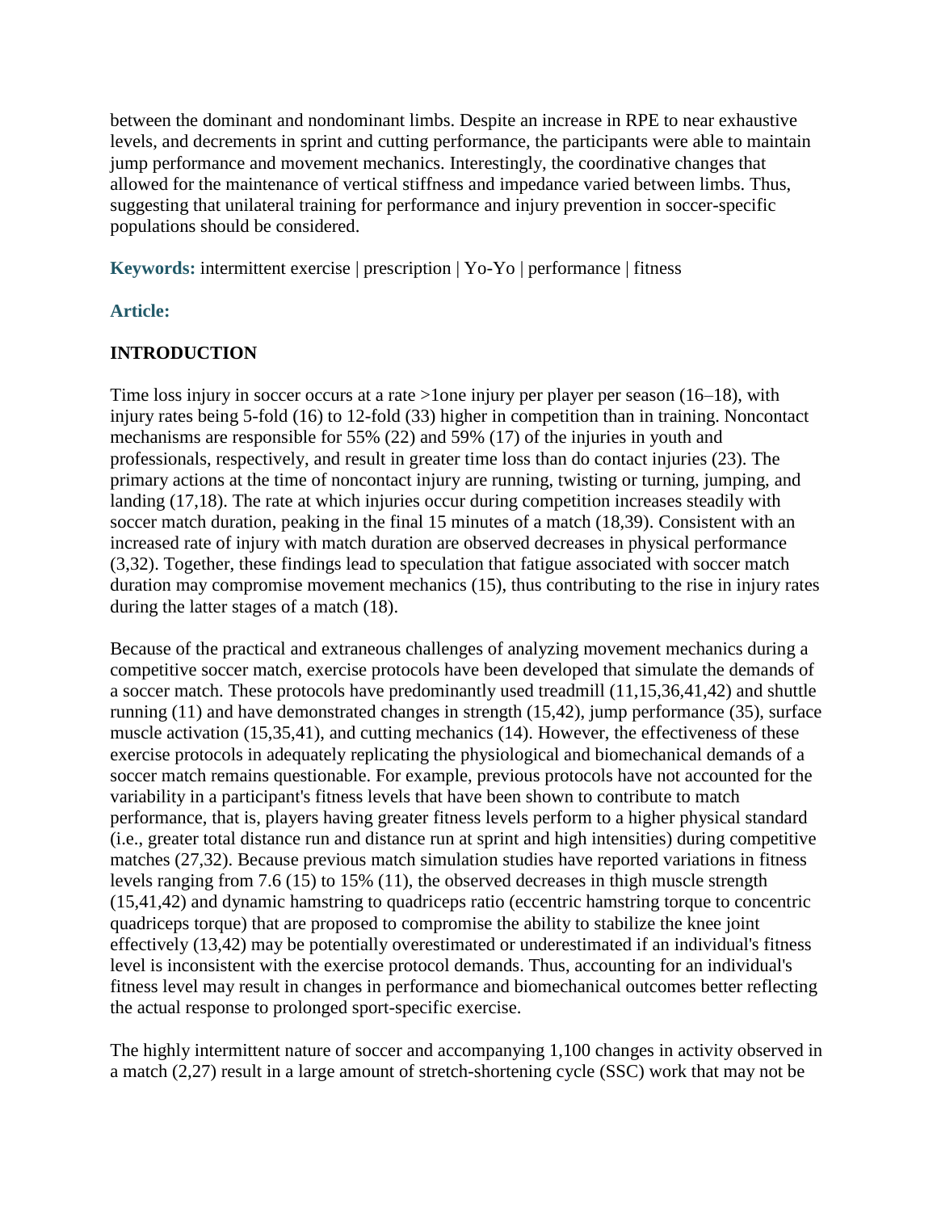between the dominant and nondominant limbs. Despite an increase in RPE to near exhaustive levels, and decrements in sprint and cutting performance, the participants were able to maintain jump performance and movement mechanics. Interestingly, the coordinative changes that allowed for the maintenance of vertical stiffness and impedance varied between limbs. Thus, suggesting that unilateral training for performance and injury prevention in soccer-specific populations should be considered.

**Keywords:** intermittent exercise | prescription | Yo-Yo | performance | fitness

**Article:**

## INTRODUCTION

Time loss injury in soccer occurs at a rate >1one injury per player per season (16–18), with injury rates being 5-fold (16) to 12-fold (33) higher in competition than in training. Noncontact mechanisms are responsible for 55% (22) and 59% (17) of the injuries in youth and professionals, respectively, and result in greater time loss than do contact injuries (23). The primary actions at the time of noncontact injury are running, twisting or turning, jumping, and landing (17,18). The rate at which injuries occur during competition increases steadily with soccer match duration, peaking in the final 15 minutes of a match (18,39). Consistent with an increased rate of injury with match duration are observed decreases in physical performance (3,32). Together, these findings lead to speculation that fatigue associated with soccer match duration may compromise movement mechanics (15), thus contributing to the rise in injury rates during the latter stages of a match (18).

Because of the practical and extraneous challenges of analyzing movement mechanics during a competitive soccer match, exercise protocols have been developed that simulate the demands of a soccer match. These protocols have predominantly used treadmill (11,15,36,41,42) and shuttle running (11) and have demonstrated changes in strength (15,42), jump performance (35), surface muscle activation (15,35,41), and cutting mechanics (14). However, the effectiveness of these exercise protocols in adequately replicating the physiological and biomechanical demands of a soccer match remains questionable. For example, previous protocols have not accounted for the variability in a participant's fitness levels that have been shown to contribute to match performance, that is, players having greater fitness levels perform to a higher physical standard (i.e., greater total distance run and distance run at sprint and high intensities) during competitive matches (27,32). Because previous match simulation studies have reported variations in fitness levels ranging from 7.6 (15) to 15% (11), the observed decreases in thigh muscle strength (15,41,42) and dynamic hamstring to quadriceps ratio (eccentric hamstring torque to concentric quadriceps torque) that are proposed to compromise the ability to stabilize the knee joint effectively (13,42) may be potentially overestimated or underestimated if an individual's fitness level is inconsistent with the exercise protocol demands. Thus, accounting for an individual's fitness level may result in changes in performance and biomechanical outcomes better reflecting the actual response to prolonged sport-specific exercise.

The highly intermittent nature of soccer and accompanying 1,100 changes in activity observed in a match (2,27) result in a large amount of stretch-shortening cycle (SSC) work that may not be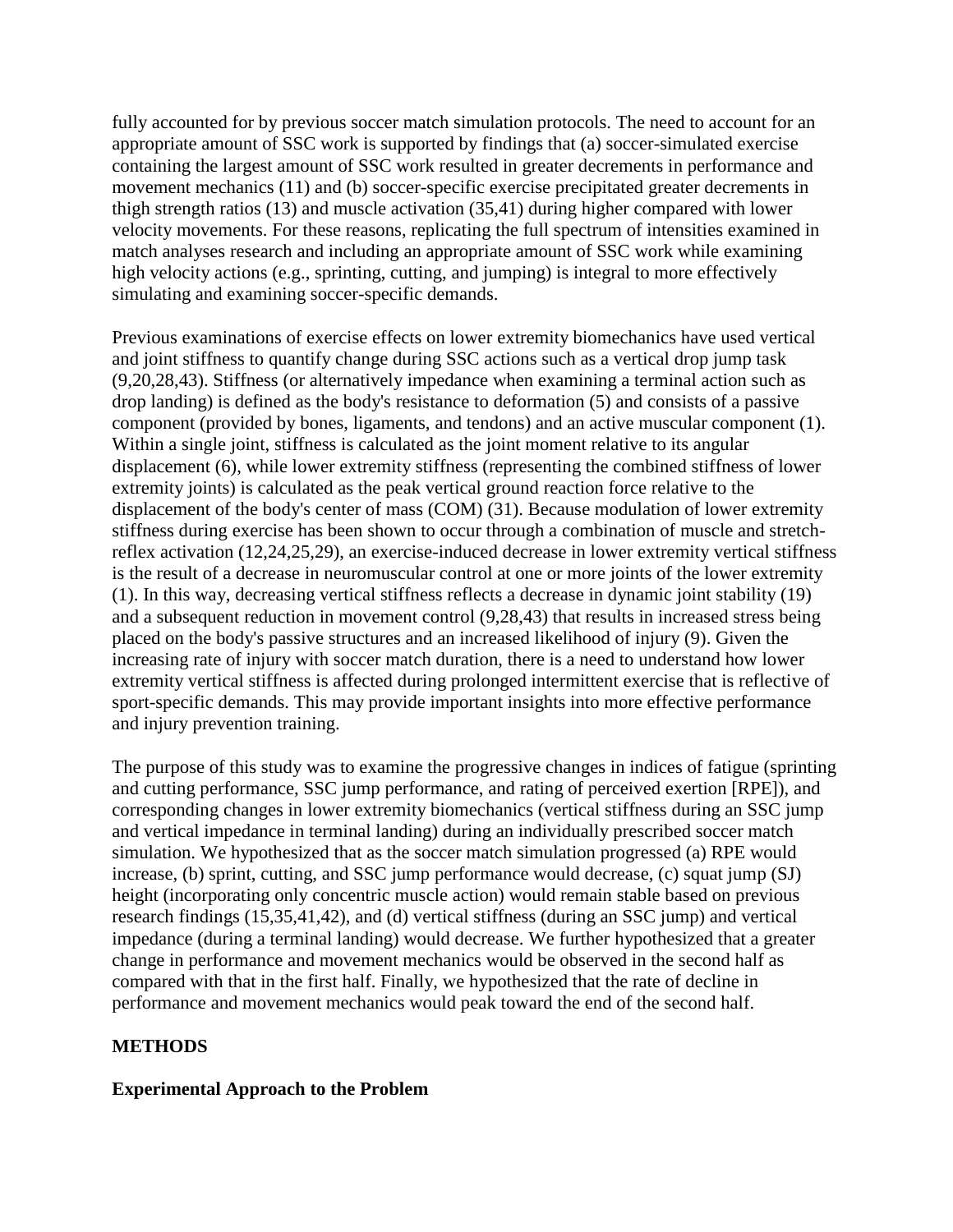fully accounted for by previous soccer match simulation protocols. The need to account for an appropriate amount of SSC work is supported by findings that (a) soccer-simulated exercise containing the largest amount of SSC work resulted in greater decrements in performance and movement mechanics (11) and (b) soccer-specific exercise precipitated greater decrements in thigh strength ratios (13) and muscle activation (35,41) during higher compared with lower velocity movements. For these reasons, replicating the full spectrum of intensities examined in match analyses research and including an appropriate amount of SSC work while examining high velocity actions (e.g., sprinting, cutting, and jumping) is integral to more effectively simulating and examining soccer-specific demands.

Previous examinations of exercise effects on lower extremity biomechanics have used vertical and joint stiffness to quantify change during SSC actions such as a vertical drop jump task (9,20,28,43). Stiffness (or alternatively impedance when examining a terminal action such as drop landing) is defined as the body's resistance to deformation (5) and consists of a passive component (provided by bones, ligaments, and tendons) and an active muscular component (1). Within a single joint, stiffness is calculated as the joint moment relative to its angular displacement (6), while lower extremity stiffness (representing the combined stiffness of lower extremity joints) is calculated as the peak vertical ground reaction force relative to the displacement of the body's center of mass (COM) (31). Because modulation of lower extremity stiffness during exercise has been shown to occur through a combination of muscle and stretch-reflex activation (12,24,25,29), an exercise-induced decrease in lower extremity vertical stiffness is the result of a decrease in neuromuscular control at one or more joints of the lower extremity (1). In this way, decreasing vertical stiffness reflects a decrease in dynamic joint stability (19) and a subsequent reduction in movement control (9,28,43) that results in increased stress being placed on the body's passive structures and an increased likelihood of injury (9). Given the increasing rate of injury with soccer match duration, there is a need to understand how lower extremity vertical stiffness is affected during prolonged intermittent exercise that is reflective of sport-specific demands. This may provide important insights into more effective performance and injury prevention training.

The purpose of this study was to examine the progressive changes in indices of fatigue (sprinting and cutting performance, SSC jump performance, and rating of perceived exertion [RPE]), and corresponding changes in lower extremity biomechanics (vertical stiffness during an SSC jump and vertical impedance in terminal landing) during an individually prescribed soccer match simulation. We hypothesized that as the soccer match simulation progressed (a) RPE would increase, (b) sprint, cutting, and SSC jump performance would decrease, (c) squat jump (SJ) height (incorporating only concentric muscle action) would remain stable based on previous research findings (15,35,41,42), and (d) vertical stiffness (during an SSC jump) and vertical impedance (during a terminal landing) would decrease. We further hypothesized that a greater change in performance and movement mechanics would be observed in the second half as compared with that in the first half. Finally, we hypothesized that the rate of decline in performance and movement mechanics would peak toward the end of the second half.

## METHODS

### Experimental Approach to the Problem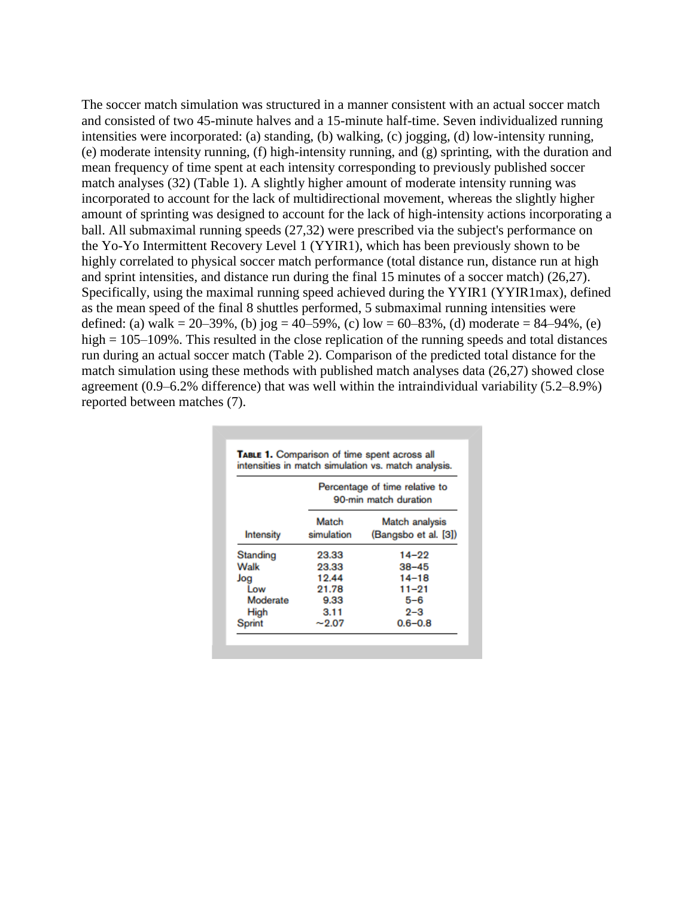The soccer match simulation was structured in a manner consistent with an actual soccer match and consisted of two 45-minute halves and a 15-minute half-time. Seven individualized running intensities were incorporated: (a) standing, (b) walking, (c) jogging, (d) low-intensity running, (e) moderate intensity running, (f) high-intensity running, and (g) sprinting, with the duration and mean frequency of time spent at each intensity corresponding to previously published soccer match analyses (32) (Table 1). A slightly higher amount of moderate intensity running was incorporated to account for the lack of multidirectional movement, whereas the slightly higher amount of sprinting was designed to account for the lack of high-intensity actions incorporating a ball. All submaximal running speeds (27,32) were prescribed via the subject's performance on the Yo-Yo Intermittent Recovery Level 1 (YYIR1), which has been previously shown to be highly correlated to physical soccer match performance (total distance run, distance run at high and sprint intensities, and distance run during the final 15 minutes of a soccer match) (26,27). Specifically, using the maximal running speed achieved during the YYIR1 (YYIR1max), defined as the mean speed of the final 8 shuttles performed, 5 submaximal running intensities were defined: (a) walk = 20–39%, (b) jog = 40–59%, (c) low = 60–83%, (d) moderate = 84–94%, (e) high = 105–109%. This resulted in the close replication of the running speeds and total distances run during an actual soccer match (Table 2). Comparison of the predicted total distance for the match simulation using these methods with published match analyses data (26,27) showed close agreement (0.9–6.2% difference) that was well within the intraindividual variability (5.2–8.9%) reported between matches (7).

**Table 1.** Comparison of time spent across all intensities in match simulation vs. match analysis.

| | Percentage of time relative to 90-min match duration | |
|---|---|---|
| Intensity | Match simulation | Match analysis (Bangsbo et al. [3]) |
| Standing | 23.33 | 14–22 |
| Walk | 23.33 | 38–45 |
| Jog | 12.44 | 14–18 |
| Low | 21.78 | 11–21 |
| Moderate | 9.33 | 5–6 |
| High | 3.11 | 2–3 |
| Sprint | ~2.07 | 0.6–0.8 |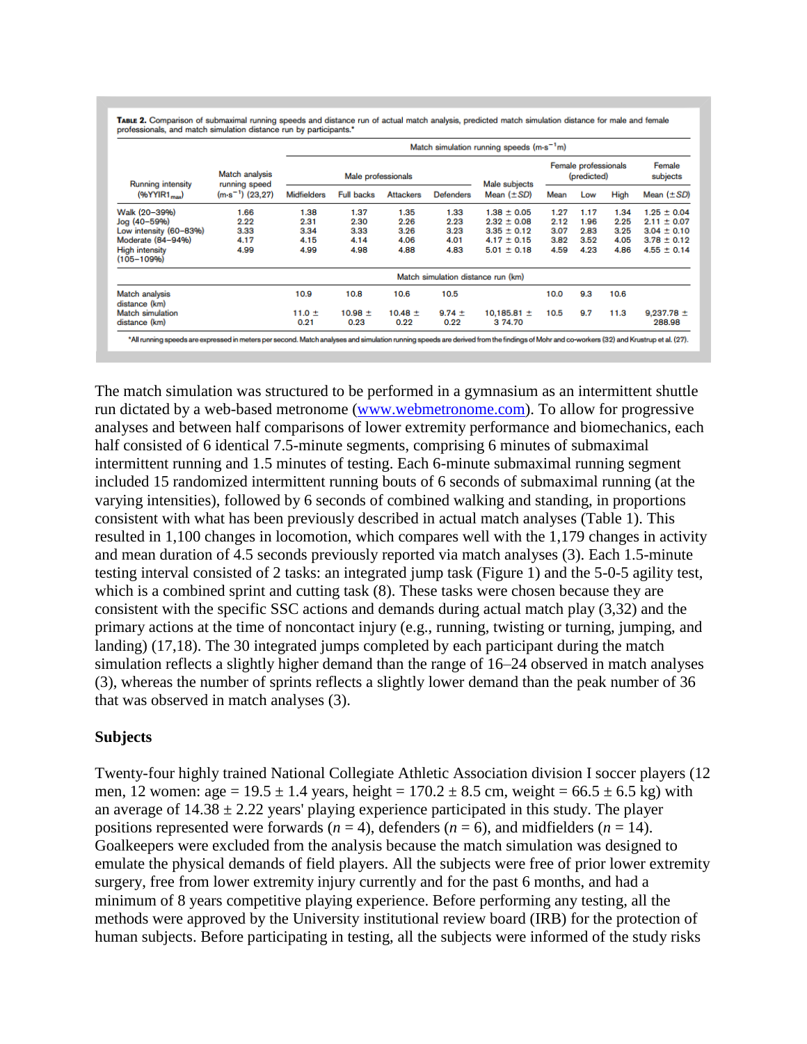**Table 2.** Comparison of submaximal running speeds and distance run of actual match analysis, predicted match simulation distance for male and female professionals, and match simulation distance run by participants.*

| Running intensity (%YYIR1$_{max}$) | Match analysis running speed (m·s$^{-1}$) (23,27) | Match simulation running speeds (m·s$^{-1}$m) | | | | | | | | |
|---|---|---|---|---|---|---|---|---|---|---|
| | | Male professionals | | | | Male subjects | Female professionals (predicted) | | | Female subjects |
| | | Midfielders | Full backs | Attackers | Defenders | Mean (±*SD*) | Mean | Low | High | Mean (±*SD*) |
| Walk (20–39%) | 1.66 | 1.38 | 1.37 | 1.35 | 1.33 | 1.38 ± 0.05 | 1.27 | 1.17 | 1.34 | 1.25 ± 0.04 |
| Jog (40–59%) | 2.22 | 2.31 | 2.30 | 2.26 | 2.23 | 2.32 ± 0.08 | 2.12 | 1.96 | 2.25 | 2.11 ± 0.07 |
| Low intensity (60–83%) | 3.33 | 3.34 | 3.33 | 3.26 | 3.23 | 3.35 ± 0.12 | 3.07 | 2.83 | 3.25 | 3.04 ± 0.10 |
| Moderate (84–94%) | 4.17 | 4.15 | 4.14 | 4.06 | 4.01 | 4.17 ± 0.15 | 3.82 | 3.52 | 4.05 | 3.78 ± 0.12 |
| High intensity (105–109%) | 4.99 | 4.99 | 4.98 | 4.88 | 4.83 | 5.01 ± 0.18 | 4.59 | 4.23 | 4.86 | 4.55 ± 0.14 |
| | | Match simulation distance run (km) | | | | | | | | |
| Match analysis distance (km) | | 10.9 | 10.8 | 10.6 | 10.5 | | 10.0 | 9.3 | 10.6 | |
| Match simulation distance (km) | | 11.0 ± 0.21 | 10.98 ± 0.23 | 10.48 ± 0.22 | 9.74 ± 0.22 | 10,185.81 ± 3 74.70 | 10.5 | 9.7 | 11.3 | 9,237.78 ± 288.98 |

*All running speeds are expressed in meters per second. Match analyses and simulation running speeds are derived from the findings of Mohr and co-workers (32) and Krustrup et al. (27).

The match simulation was structured to be performed in a gymnasium as an intermittent shuttle run dictated by a web-based metronome (www.webmetronome.com). To allow for progressive analyses and between half comparisons of lower extremity performance and biomechanics, each half consisted of 6 identical 7.5-minute segments, comprising 6 minutes of submaximal intermittent running and 1.5 minutes of testing. Each 6-minute submaximal running segment included 15 randomized intermittent running bouts of 6 seconds of submaximal running (at the varying intensities), followed by 6 seconds of combined walking and standing, in proportions consistent with what has been previously described in actual match analyses (Table 1). This resulted in 1,100 changes in locomotion, which compares well with the 1,179 changes in activity and mean duration of 4.5 seconds previously reported via match analyses (3). Each 1.5-minute testing interval consisted of 2 tasks: an integrated jump task (Figure 1) and the 5-0-5 agility test, which is a combined sprint and cutting task (8). These tasks were chosen because they are consistent with the specific SSC actions and demands during actual match play (3,32) and the primary actions at the time of noncontact injury (e.g., running, twisting or turning, jumping, and landing) (17,18). The 30 integrated jumps completed by each participant during the match simulation reflects a slightly higher demand than the range of 16–24 observed in match analyses (3), whereas the number of sprints reflects a slightly lower demand than the peak number of 36 that was observed in match analyses (3).

## Subjects

Twenty-four highly trained National Collegiate Athletic Association division I soccer players (12 men, 12 women: age = 19.5 ± 1.4 years, height = 170.2 ± 8.5 cm, weight = 66.5 ± 6.5 kg) with an average of 14.38 ± 2.22 years' playing experience participated in this study. The player positions represented were forwards (*n* = 4), defenders (*n* = 6), and midfielders (*n* = 14). Goalkeepers were excluded from the analysis because the match simulation was designed to emulate the physical demands of field players. All the subjects were free of prior lower extremity surgery, free from lower extremity injury currently and for the past 6 months, and had a minimum of 8 years competitive playing experience. Before performing any testing, all the methods were approved by the University institutional review board (IRB) for the protection of human subjects. Before participating in testing, all the subjects were informed of the study risks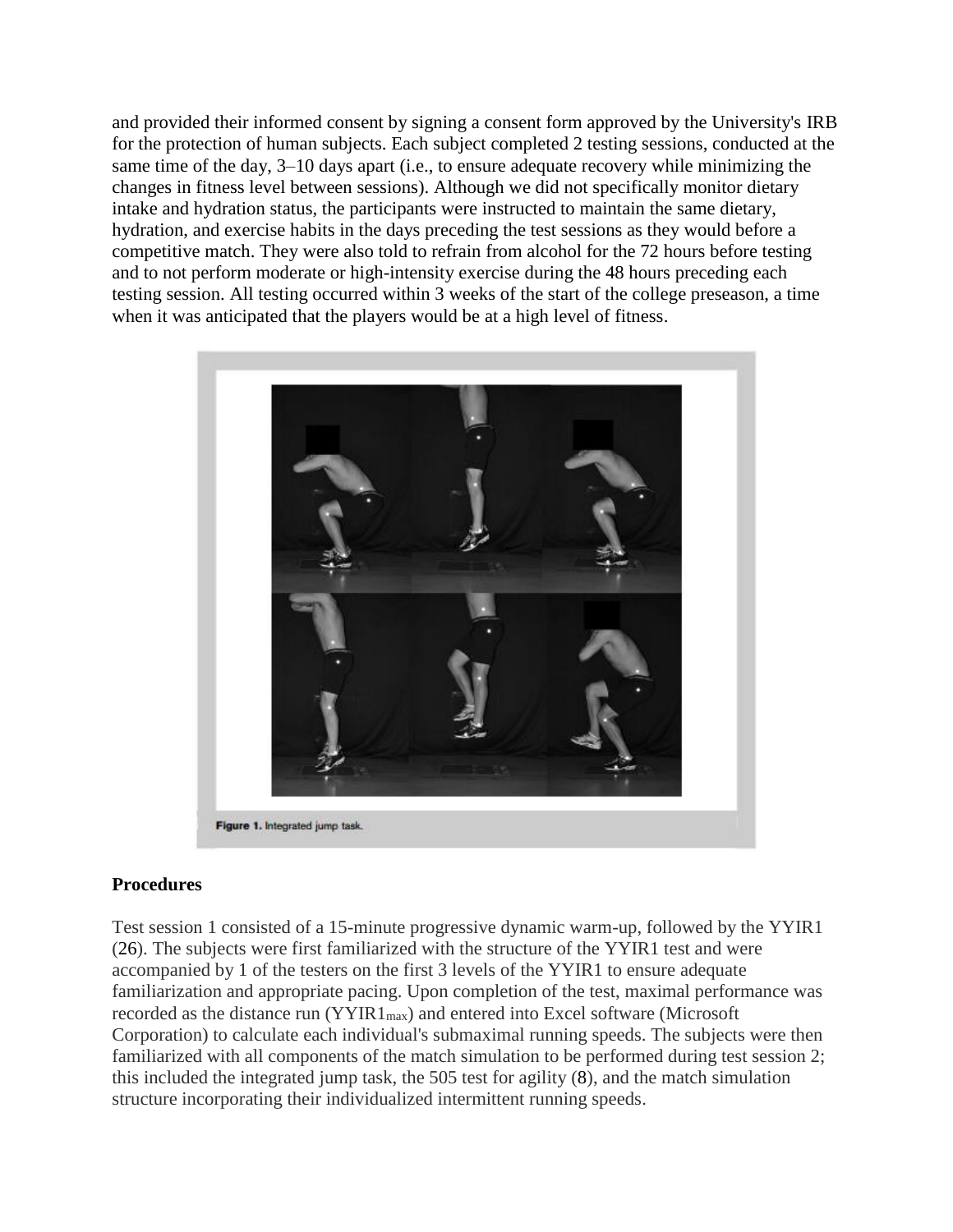and provided their informed consent by signing a consent form approved by the University's IRB for the protection of human subjects. Each subject completed 2 testing sessions, conducted at the same time of the day, 3–10 days apart (i.e., to ensure adequate recovery while minimizing the changes in fitness level between sessions). Although we did not specifically monitor dietary intake and hydration status, the participants were instructed to maintain the same dietary, hydration, and exercise habits in the days preceding the test sessions as they would before a competitive match. They were also told to refrain from alcohol for the 72 hours before testing and to not perform moderate or high-intensity exercise during the 48 hours preceding each testing session. All testing occurred within 3 weeks of the start of the college preseason, a time when it was anticipated that the players would be at a high level of fitness.

Figure 1. Integrated jump task.

### Procedures

Test session 1 consisted of a 15-minute progressive dynamic warm-up, followed by the YYIR1 (26). The subjects were first familiarized with the structure of the YYIR1 test and were accompanied by 1 of the testers on the first 3 levels of the YYIR1 to ensure adequate familiarization and appropriate pacing. Upon completion of the test, maximal performance was recorded as the distance run ($YYIR1_{max}$) and entered into Excel software (Microsoft Corporation) to calculate each individual's submaximal running speeds. The subjects were then familiarized with all components of the match simulation to be performed during test session 2; this included the integrated jump task, the 505 test for agility (8), and the match simulation structure incorporating their individualized intermittent running speeds.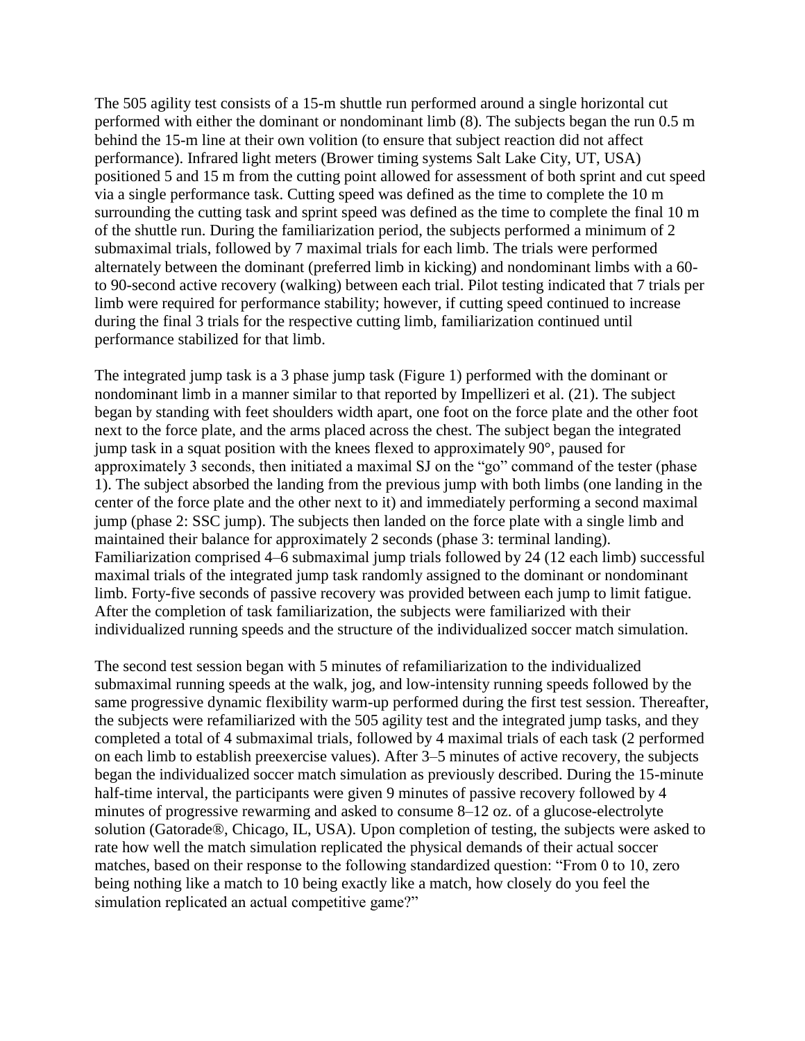The 505 agility test consists of a 15-m shuttle run performed around a single horizontal cut performed with either the dominant or nondominant limb (8). The subjects began the run 0.5 m behind the 15-m line at their own volition (to ensure that subject reaction did not affect performance). Infrared light meters (Brower timing systems Salt Lake City, UT, USA) positioned 5 and 15 m from the cutting point allowed for assessment of both sprint and cut speed via a single performance task. Cutting speed was defined as the time to complete the 10 m surrounding the cutting task and sprint speed was defined as the time to complete the final 10 m of the shuttle run. During the familiarization period, the subjects performed a minimum of 2 submaximal trials, followed by 7 maximal trials for each limb. The trials were performed alternately between the dominant (preferred limb in kicking) and nondominant limbs with a 60- to 90-second active recovery (walking) between each trial. Pilot testing indicated that 7 trials per limb were required for performance stability; however, if cutting speed continued to increase during the final 3 trials for the respective cutting limb, familiarization continued until performance stabilized for that limb.

The integrated jump task is a 3 phase jump task (Figure 1) performed with the dominant or nondominant limb in a manner similar to that reported by Impellizeri et al. (21). The subject began by standing with feet shoulders width apart, one foot on the force plate and the other foot next to the force plate, and the arms placed across the chest. The subject began the integrated jump task in a squat position with the knees flexed to approximately 90°, paused for approximately 3 seconds, then initiated a maximal SJ on the "go" command of the tester (phase 1). The subject absorbed the landing from the previous jump with both limbs (one landing in the center of the force plate and the other next to it) and immediately performing a second maximal jump (phase 2: SSC jump). The subjects then landed on the force plate with a single limb and maintained their balance for approximately 2 seconds (phase 3: terminal landing). Familiarization comprised 4–6 submaximal jump trials followed by 24 (12 each limb) successful maximal trials of the integrated jump task randomly assigned to the dominant or nondominant limb. Forty-five seconds of passive recovery was provided between each jump to limit fatigue. After the completion of task familiarization, the subjects were familiarized with their individualized running speeds and the structure of the individualized soccer match simulation.

The second test session began with 5 minutes of refamiliarization to the individualized submaximal running speeds at the walk, jog, and low-intensity running speeds followed by the same progressive dynamic flexibility warm-up performed during the first test session. Thereafter, the subjects were refamiliarized with the 505 agility test and the integrated jump tasks, and they completed a total of 4 submaximal trials, followed by 4 maximal trials of each task (2 performed on each limb to establish preexercise values). After 3–5 minutes of active recovery, the subjects began the individualized soccer match simulation as previously described. During the 15-minute half-time interval, the participants were given 9 minutes of passive recovery followed by 4 minutes of progressive rewarming and asked to consume 8–12 oz. of a glucose-electrolyte solution (Gatorade®, Chicago, IL, USA). Upon completion of testing, the subjects were asked to rate how well the match simulation replicated the physical demands of their actual soccer matches, based on their response to the following standardized question: "From 0 to 10, zero being nothing like a match to 10 being exactly like a match, how closely do you feel the simulation replicated an actual competitive game?"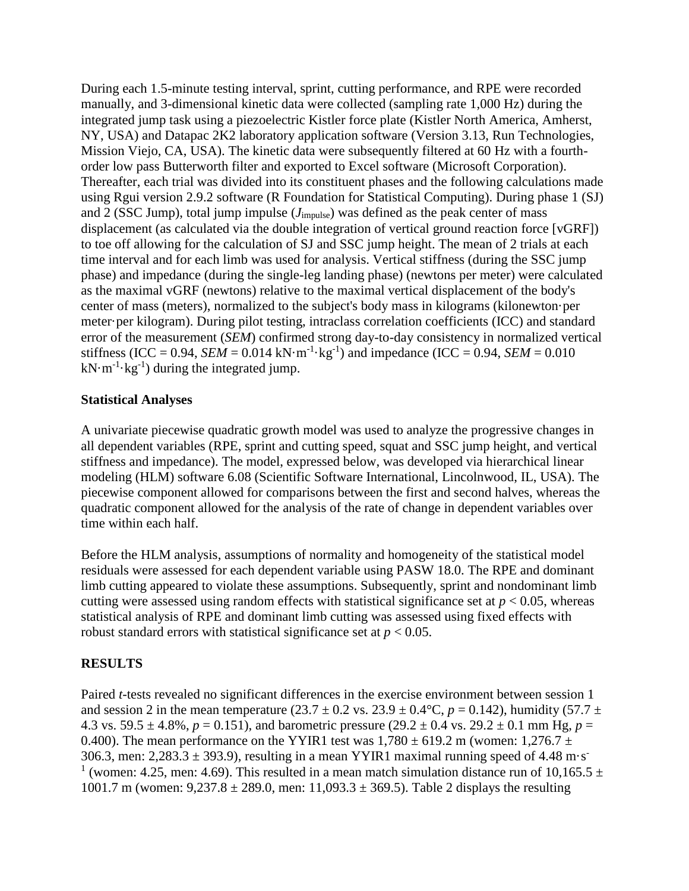During each 1.5-minute testing interval, sprint, cutting performance, and RPE were recorded manually, and 3-dimensional kinetic data were collected (sampling rate 1,000 Hz) during the integrated jump task using a piezoelectric Kistler force plate (Kistler North America, Amherst, NY, USA) and Datapac 2K2 laboratory application software (Version 3.13, Run Technologies, Mission Viejo, CA, USA). The kinetic data were subsequently filtered at 60 Hz with a fourth-order low pass Butterworth filter and exported to Excel software (Microsoft Corporation). Thereafter, each trial was divided into its constituent phases and the following calculations made using Rgui version 2.9.2 software (R Foundation for Statistical Computing). During phase 1 (SJ) and 2 (SSC Jump), total jump impulse ($J_{impulse}$) was defined as the peak center of mass displacement (as calculated via the double integration of vertical ground reaction force [vGRF]) to toe off allowing for the calculation of SJ and SSC jump height. The mean of 2 trials at each time interval and for each limb was used for analysis. Vertical stiffness (during the SSC jump phase) and impedance (during the single-leg landing phase) (newtons per meter) were calculated as the maximal vGRF (newtons) relative to the maximal vertical displacement of the body's center of mass (meters), normalized to the subject's body mass in kilograms (kilonewton·per meter·per kilogram). During pilot testing, intraclass correlation coefficients (ICC) and standard error of the measurement (*SEM*) confirmed strong day-to-day consistency in normalized vertical stiffness (ICC = 0.94, *SEM* = 0.014 $kN \cdot m^{-1} \cdot kg^{-1}$) and impedance (ICC = 0.94, *SEM* = 0.010 $kN \cdot m^{-1} \cdot kg^{-1}$) during the integrated jump.

### Statistical Analyses

A univariate piecewise quadratic growth model was used to analyze the progressive changes in all dependent variables (RPE, sprint and cutting speed, squat and SSC jump height, and vertical stiffness and impedance). The model, expressed below, was developed via hierarchical linear modeling (HLM) software 6.08 (Scientific Software International, Lincolnwood, IL, USA). The piecewise component allowed for comparisons between the first and second halves, whereas the quadratic component allowed for the analysis of the rate of change in dependent variables over time within each half.

Before the HLM analysis, assumptions of normality and homogeneity of the statistical model residuals were assessed for each dependent variable using PASW 18.0. The RPE and dominant limb cutting appeared to violate these assumptions. Subsequently, sprint and nondominant limb cutting were assessed using random effects with statistical significance set at $p < 0.05$, whereas statistical analysis of RPE and dominant limb cutting was assessed using fixed effects with robust standard errors with statistical significance set at $p < 0.05$.

## RESULTS

Paired *t*-tests revealed no significant differences in the exercise environment between session 1 and session 2 in the mean temperature (23.7 ± 0.2 vs. 23.9 ± 0.4°C, $p = 0.142$), humidity (57.7 ± 4.3 vs. 59.5 ± 4.8%, $p = 0.151$), and barometric pressure (29.2 ± 0.4 vs. 29.2 ± 0.1 mm Hg, $p = 0.400$). The mean performance on the YYIR1 test was 1,780 ± 619.2 m (women: 1,276.7 ± 306.3, men: 2,283.3 ± 393.9), resulting in a mean YYIR1 maximal running speed of 4.48 $m \cdot s^{-1}$ (women: 4.25, men: 4.69). This resulted in a mean match simulation distance run of 10,165.5 ± 1001.7 m (women: 9,237.8 ± 289.0, men: 11,093.3 ± 369.5). Table 2 displays the resulting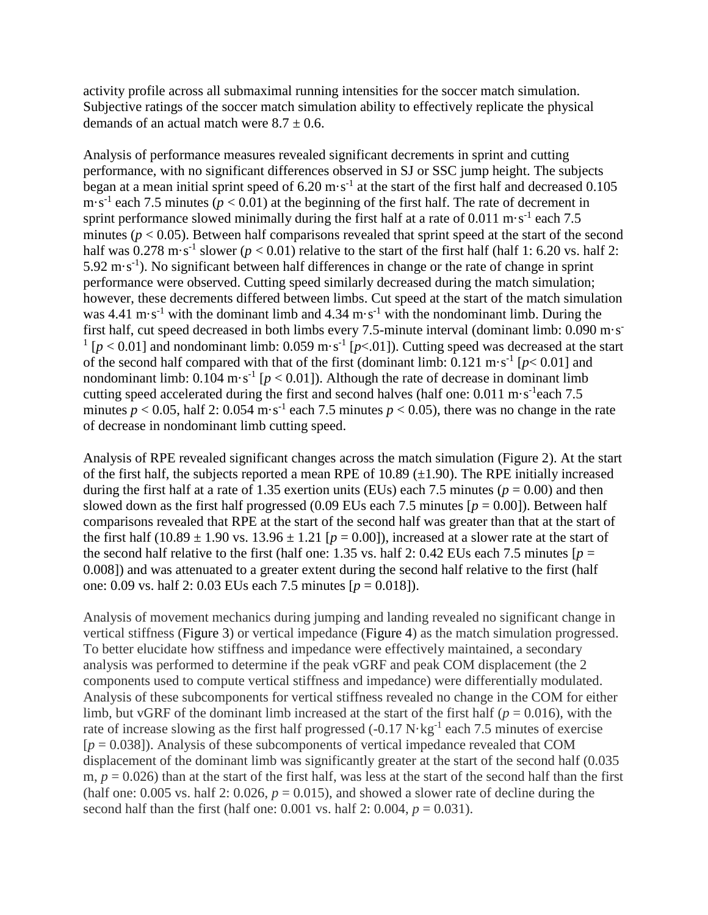activity profile across all submaximal running intensities for the soccer match simulation. Subjective ratings of the soccer match simulation ability to effectively replicate the physical demands of an actual match were $8.7 \pm 0.6$.

Analysis of performance measures revealed significant decrements in sprint and cutting performance, with no significant differences observed in SJ or SSC jump height. The subjects began at a mean initial sprint speed of 6.20 $m \cdot s^{-1}$ at the start of the first half and decreased 0.105 $m \cdot s^{-1}$ each 7.5 minutes ($p < 0.01$) at the beginning of the first half. The rate of decrement in sprint performance slowed minimally during the first half at a rate of 0.011 $m \cdot s^{-1}$ each 7.5 minutes ($p < 0.05$). Between half comparisons revealed that sprint speed at the start of the second half was 0.278 $m \cdot s^{-1}$ slower ($p < 0.01$) relative to the start of the first half (half 1: 6.20 vs. half 2: 5.92 $m \cdot s^{-1}$). No significant between half differences in change or the rate of change in sprint performance were observed. Cutting speed similarly decreased during the match simulation; however, these decrements differed between limbs. Cut speed at the start of the match simulation was 4.41 $m \cdot s^{-1}$ with the dominant limb and 4.34 $m \cdot s^{-1}$ with the nondominant limb. During the first half, cut speed decreased in both limbs every 7.5-minute interval (dominant limb: 0.090 $m \cdot s^{-1}$ [$p < 0.01$] and nondominant limb: 0.059 $m \cdot s^{-1}$ [$p < .01$]). Cutting speed was decreased at the start of the second half compared with that of the first (dominant limb: 0.121 $m \cdot s^{-1}$ [$p < 0.01$] and nondominant limb: 0.104 $m \cdot s^{-1}$ [$p < 0.01$]). Although the rate of decrease in dominant limb cutting speed accelerated during the first and second halves (half one: 0.011 $m \cdot s^{-1}$ each 7.5 minutes $p < 0.05$, half 2: 0.054 $m \cdot s^{-1}$ each 7.5 minutes $p < 0.05$), there was no change in the rate of decrease in nondominant limb cutting speed.

Analysis of RPE revealed significant changes across the match simulation (Figure 2). At the start of the first half, the subjects reported a mean RPE of 10.89 ($\pm 1.90$). The RPE initially increased during the first half at a rate of 1.35 exertion units (EUs) each 7.5 minutes ($p = 0.00$) and then slowed down as the first half progressed (0.09 EUs each 7.5 minutes [$p = 0.00$]). Between half comparisons revealed that RPE at the start of the second half was greater than that at the start of the first half ($10.89 \pm 1.90$ vs. $13.96 \pm 1.21$ [$p = 0.00$]), increased at a slower rate at the start of the second half relative to the first (half one: 1.35 vs. half 2: 0.42 EUs each 7.5 minutes [$p = 0.008$]) and was attenuated to a greater extent during the second half relative to the first (half one: 0.09 vs. half 2: 0.03 EUs each 7.5 minutes [$p = 0.018$]).

Analysis of movement mechanics during jumping and landing revealed no significant change in vertical stiffness (Figure 3) or vertical impedance (Figure 4) as the match simulation progressed. To better elucidate how stiffness and impedance were effectively maintained, a secondary analysis was performed to determine if the peak vGRF and peak COM displacement (the 2 components used to compute vertical stiffness and impedance) were differentially modulated. Analysis of these subcomponents for vertical stiffness revealed no change in the COM for either limb, but vGRF of the dominant limb increased at the start of the first half ($p = 0.016$), with the rate of increase slowing as the first half progressed (-0.17 $N \cdot kg^{-1}$ each 7.5 minutes of exercise [$p = 0.038$]). Analysis of these subcomponents of vertical impedance revealed that COM displacement of the dominant limb was significantly greater at the start of the second half (0.035 m, $p = 0.026$) than at the start of the first half, was less at the start of the second half than the first (half one: 0.005 vs. half 2: 0.026, $p = 0.015$), and showed a slower rate of decline during the second half than the first (half one: 0.001 vs. half 2: 0.004, $p = 0.031$).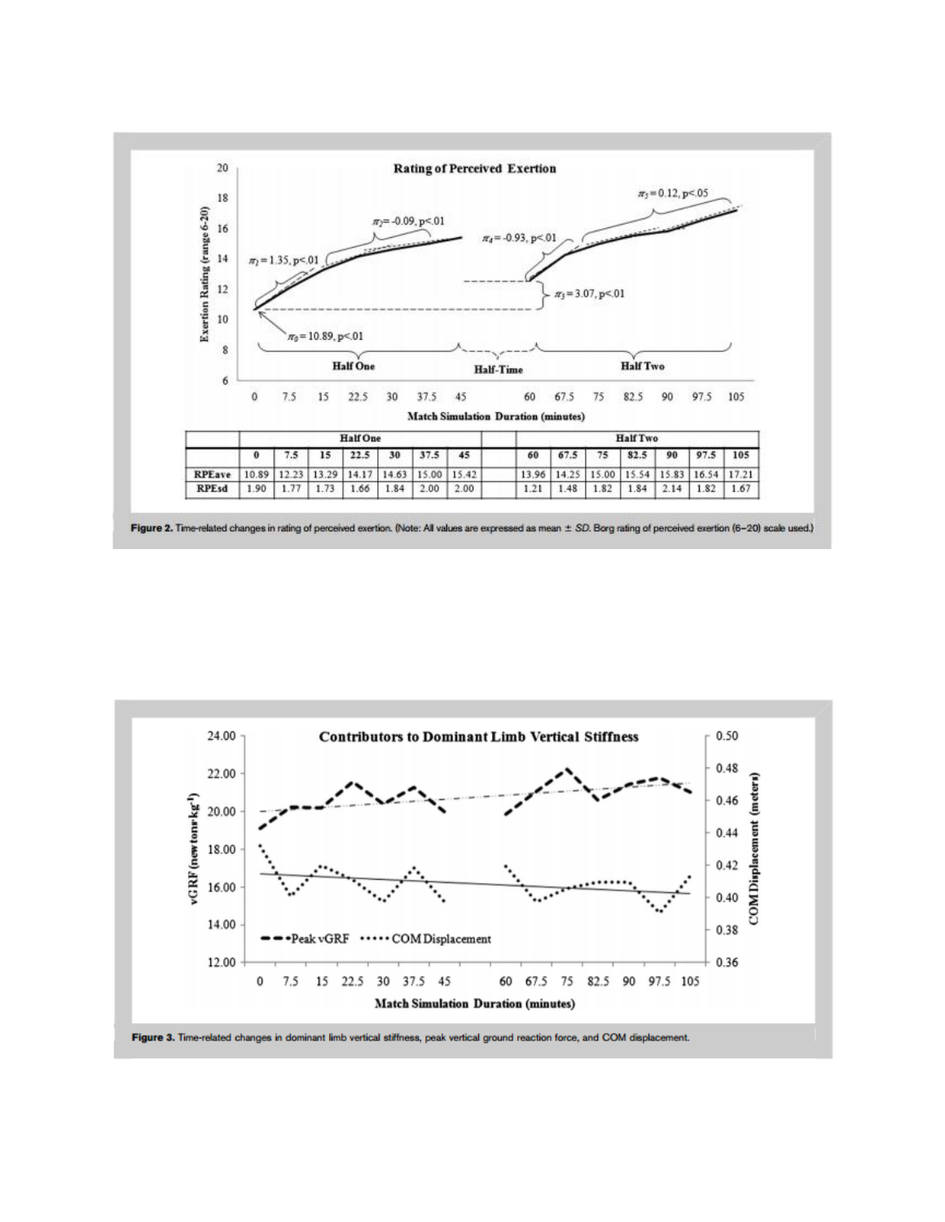| | Half One | | | | | | | | Half Two | | | | | | |
|---|---|---|---|---|---|---|---|---|---|---|---|---|---|---|---|
| | 0 | 7.5 | 15 | 22.5 | 30 | 37.5 | 45 | | 60 | 67.5 | 75 | 82.5 | 90 | 97.5 | 105 |
| RPEave | 10.89 | 12.23 | 13.29 | 14.17 | 14.63 | 15.00 | 15.42 | | 13.96 | 14.25 | 15.00 | 15.54 | 15.83 | 16.54 | 17.21 |
| RPEsd | 1.90 | 1.77 | 1.73 | 1.66 | 1.84 | 2.00 | 2.00 | | 1.21 | 1.48 | 1.82 | 1.84 | 2.14 | 1.82 | 1.67 |

**Figure 2.** Time-related changes in rating of perceived exertion. (Note: All values are expressed as mean ± *SD*. Borg rating of perceived exertion (6–20) scale used.)

**Figure 3.** Time-related changes in dominant limb vertical stiffness, peak vertical ground reaction force, and COM displacement.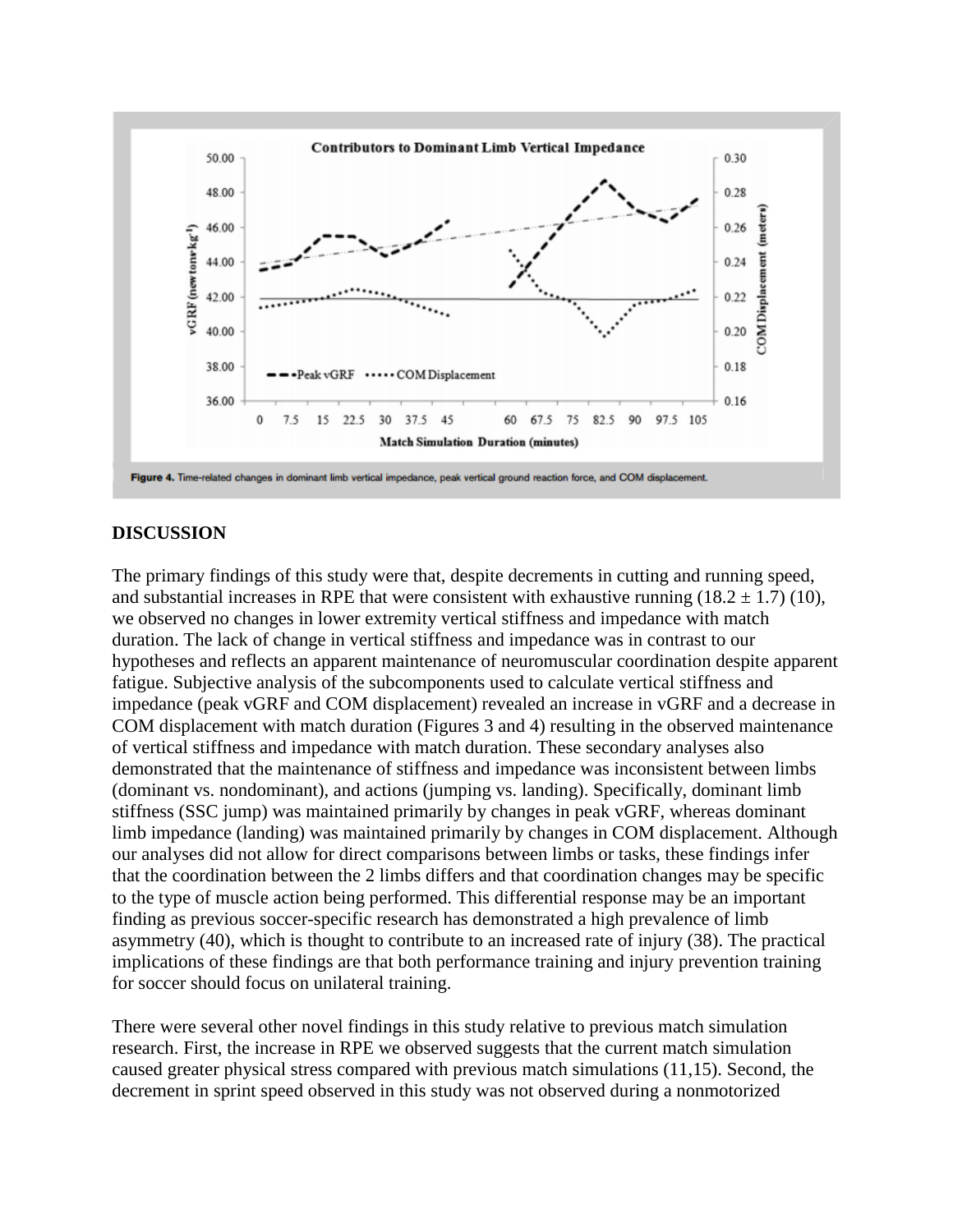Figure 4. Time-related changes in dominant limb vertical impedance, peak vertical ground reaction force, and COM displacement.

## DISCUSSION

The primary findings of this study were that, despite decrements in cutting and running speed, and substantial increases in RPE that were consistent with exhaustive running (18.2 ± 1.7) (10), we observed no changes in lower extremity vertical stiffness and impedance with match duration. The lack of change in vertical stiffness and impedance was in contrast to our hypotheses and reflects an apparent maintenance of neuromuscular coordination despite apparent fatigue. Subjective analysis of the subcomponents used to calculate vertical stiffness and impedance (peak vGRF and COM displacement) revealed an increase in vGRF and a decrease in COM displacement with match duration (Figures 3 and 4) resulting in the observed maintenance of vertical stiffness and impedance with match duration. These secondary analyses also demonstrated that the maintenance of stiffness and impedance was inconsistent between limbs (dominant vs. nondominant), and actions (jumping vs. landing). Specifically, dominant limb stiffness (SSC jump) was maintained primarily by changes in peak vGRF, whereas dominant limb impedance (landing) was maintained primarily by changes in COM displacement. Although our analyses did not allow for direct comparisons between limbs or tasks, these findings infer that the coordination between the 2 limbs differs and that coordination changes may be specific to the type of muscle action being performed. This differential response may be an important finding as previous soccer-specific research has demonstrated a high prevalence of limb asymmetry (40), which is thought to contribute to an increased rate of injury (38). The practical implications of these findings are that both performance training and injury prevention training for soccer should focus on unilateral training.

There were several other novel findings in this study relative to previous match simulation research. First, the increase in RPE we observed suggests that the current match simulation caused greater physical stress compared with previous match simulations (11,15). Second, the decrement in sprint speed observed in this study was not observed during a nonmotorized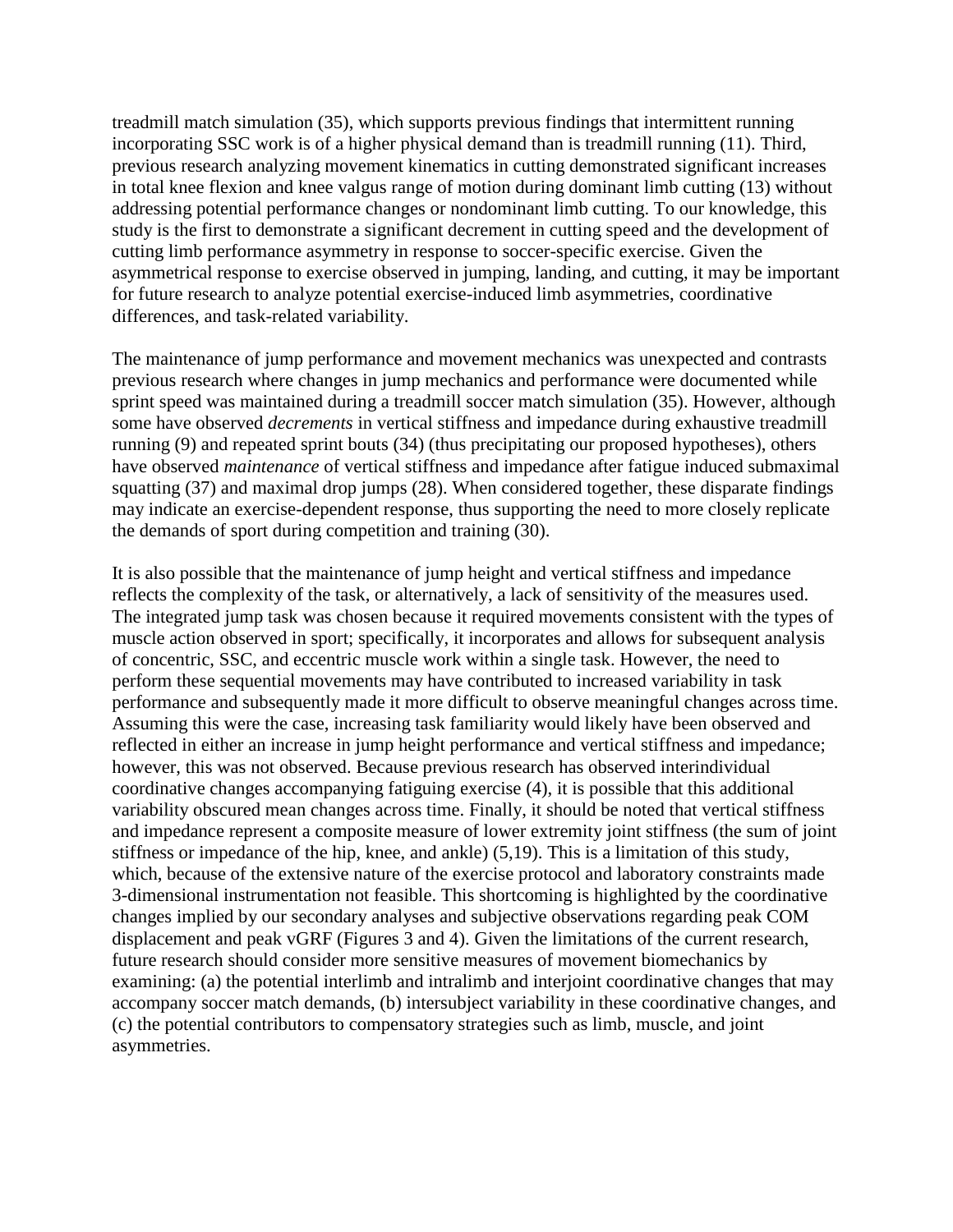treadmill match simulation (35), which supports previous findings that intermittent running incorporating SSC work is of a higher physical demand than is treadmill running (11). Third, previous research analyzing movement kinematics in cutting demonstrated significant increases in total knee flexion and knee valgus range of motion during dominant limb cutting (13) without addressing potential performance changes or nondominant limb cutting. To our knowledge, this study is the first to demonstrate a significant decrement in cutting speed and the development of cutting limb performance asymmetry in response to soccer-specific exercise. Given the asymmetrical response to exercise observed in jumping, landing, and cutting, it may be important for future research to analyze potential exercise-induced limb asymmetries, coordinative differences, and task-related variability.

The maintenance of jump performance and movement mechanics was unexpected and contrasts previous research where changes in jump mechanics and performance were documented while sprint speed was maintained during a treadmill soccer match simulation (35). However, although some have observed *decrements* in vertical stiffness and impedance during exhaustive treadmill running (9) and repeated sprint bouts (34) (thus precipitating our proposed hypotheses), others have observed *maintenance* of vertical stiffness and impedance after fatigue induced submaximal squatting (37) and maximal drop jumps (28). When considered together, these disparate findings may indicate an exercise-dependent response, thus supporting the need to more closely replicate the demands of sport during competition and training (30).

It is also possible that the maintenance of jump height and vertical stiffness and impedance reflects the complexity of the task, or alternatively, a lack of sensitivity of the measures used. The integrated jump task was chosen because it required movements consistent with the types of muscle action observed in sport; specifically, it incorporates and allows for subsequent analysis of concentric, SSC, and eccentric muscle work within a single task. However, the need to perform these sequential movements may have contributed to increased variability in task performance and subsequently made it more difficult to observe meaningful changes across time. Assuming this were the case, increasing task familiarity would likely have been observed and reflected in either an increase in jump height performance and vertical stiffness and impedance; however, this was not observed. Because previous research has observed interindividual coordinative changes accompanying fatiguing exercise (4), it is possible that this additional variability obscured mean changes across time. Finally, it should be noted that vertical stiffness and impedance represent a composite measure of lower extremity joint stiffness (the sum of joint stiffness or impedance of the hip, knee, and ankle) (5,19). This is a limitation of this study, which, because of the extensive nature of the exercise protocol and laboratory constraints made 3-dimensional instrumentation not feasible. This shortcoming is highlighted by the coordinative changes implied by our secondary analyses and subjective observations regarding peak COM displacement and peak vGRF (Figures 3 and 4). Given the limitations of the current research, future research should consider more sensitive measures of movement biomechanics by examining: (a) the potential interlimb and intralimb and interjoint coordinative changes that may accompany soccer match demands, (b) intersubject variability in these coordinative changes, and (c) the potential contributors to compensatory strategies such as limb, muscle, and joint asymmetries.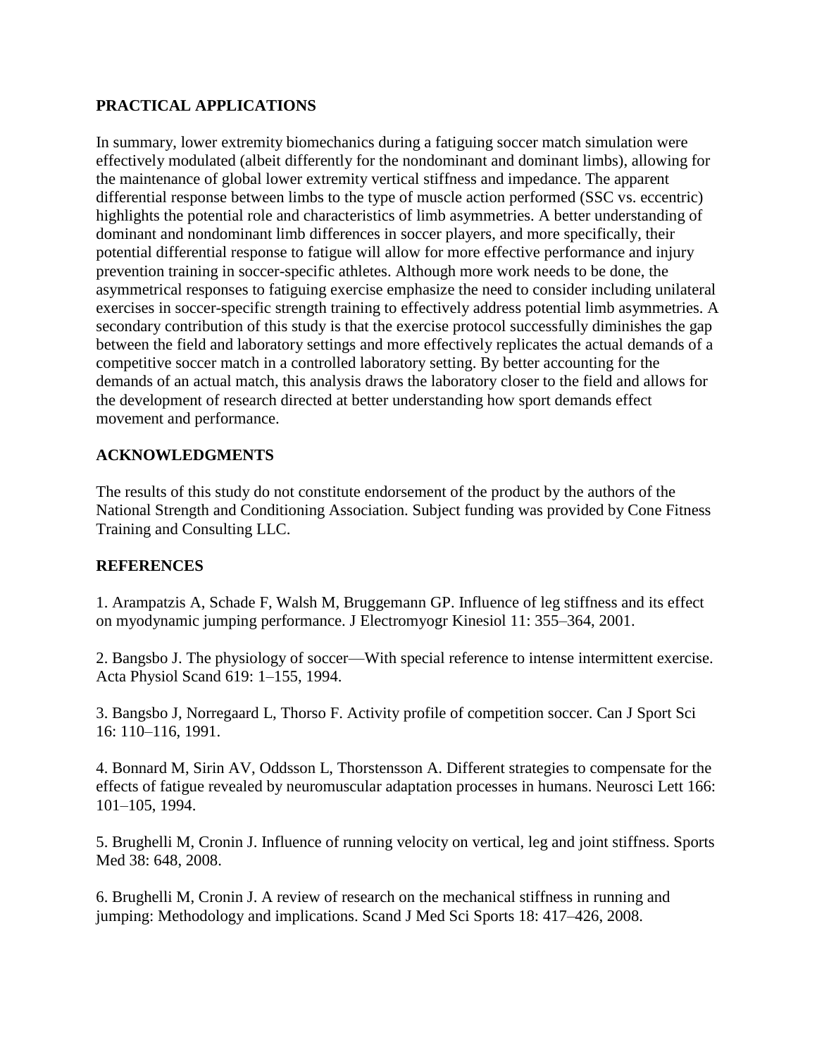## PRACTICAL APPLICATIONS

In summary, lower extremity biomechanics during a fatiguing soccer match simulation were effectively modulated (albeit differently for the nondominant and dominant limbs), allowing for the maintenance of global lower extremity vertical stiffness and impedance. The apparent differential response between limbs to the type of muscle action performed (SSC vs. eccentric) highlights the potential role and characteristics of limb asymmetries. A better understanding of dominant and nondominant limb differences in soccer players, and more specifically, their potential differential response to fatigue will allow for more effective performance and injury prevention training in soccer-specific athletes. Although more work needs to be done, the asymmetrical responses to fatiguing exercise emphasize the need to consider including unilateral exercises in soccer-specific strength training to effectively address potential limb asymmetries. A secondary contribution of this study is that the exercise protocol successfully diminishes the gap between the field and laboratory settings and more effectively replicates the actual demands of a competitive soccer match in a controlled laboratory setting. By better accounting for the demands of an actual match, this analysis draws the laboratory closer to the field and allows for the development of research directed at better understanding how sport demands effect movement and performance.

## ACKNOWLEDGMENTS

The results of this study do not constitute endorsement of the product by the authors of the National Strength and Conditioning Association. Subject funding was provided by Cone Fitness Training and Consulting LLC.

## REFERENCES

1. Arampatzis A, Schade F, Walsh M, Bruggemann GP. Influence of leg stiffness and its effect on myodynamic jumping performance. J Electromyogr Kinesiol 11: 355–364, 2001.

2. Bangsbo J. The physiology of soccer—With special reference to intense intermittent exercise. Acta Physiol Scand 619: 1–155, 1994.

3. Bangsbo J, Norregaard L, Thorso F. Activity profile of competition soccer. Can J Sport Sci 16: 110–116, 1991.

4. Bonnard M, Sirin AV, Oddsson L, Thorstensson A. Different strategies to compensate for the effects of fatigue revealed by neuromuscular adaptation processes in humans. Neurosci Lett 166: 101–105, 1994.

5. Brughelli M, Cronin J. Influence of running velocity on vertical, leg and joint stiffness. Sports Med 38: 648, 2008.

6. Brughelli M, Cronin J. A review of research on the mechanical stiffness in running and jumping: Methodology and implications. Scand J Med Sci Sports 18: 417–426, 2008.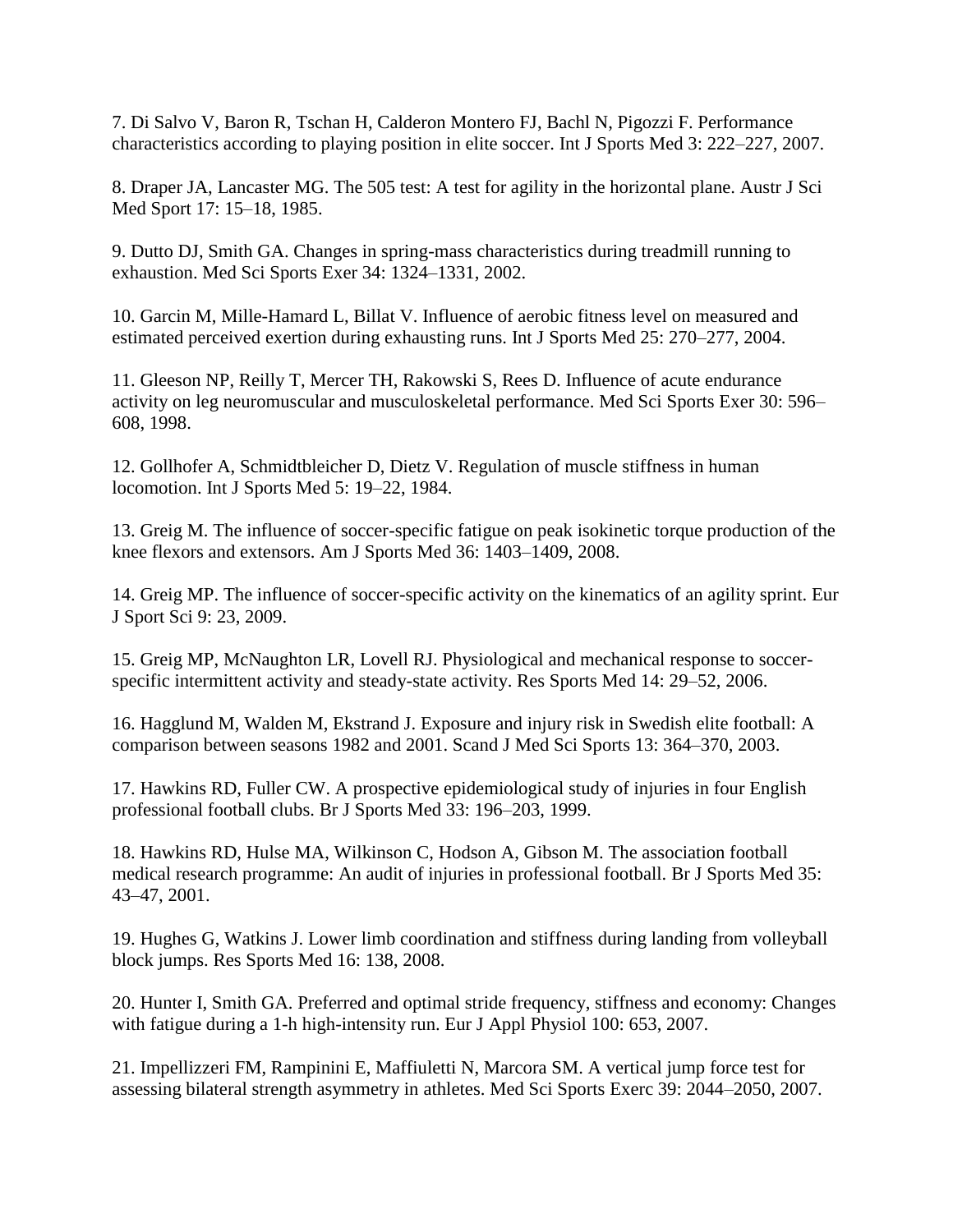7. Di Salvo V, Baron R, Tschan H, Calderon Montero FJ, Bachl N, Pigozzi F. Performance characteristics according to playing position in elite soccer. Int J Sports Med 3: 222–227, 2007.

8. Draper JA, Lancaster MG. The 505 test: A test for agility in the horizontal plane. Austr J Sci Med Sport 17: 15–18, 1985.

9. Dutto DJ, Smith GA. Changes in spring-mass characteristics during treadmill running to exhaustion. Med Sci Sports Exer 34: 1324–1331, 2002.

10. Garcin M, Mille-Hamard L, Billat V. Influence of aerobic fitness level on measured and estimated perceived exertion during exhausting runs. Int J Sports Med 25: 270–277, 2004.

11. Gleeson NP, Reilly T, Mercer TH, Rakowski S, Rees D. Influence of acute endurance activity on leg neuromuscular and musculoskeletal performance. Med Sci Sports Exer 30: 596–608, 1998.

12. Gollhofer A, Schmidtbleicher D, Dietz V. Regulation of muscle stiffness in human locomotion. Int J Sports Med 5: 19–22, 1984.

13. Greig M. The influence of soccer-specific fatigue on peak isokinetic torque production of the knee flexors and extensors. Am J Sports Med 36: 1403–1409, 2008.

14. Greig MP. The influence of soccer-specific activity on the kinematics of an agility sprint. Eur J Sport Sci 9: 23, 2009.

15. Greig MP, McNaughton LR, Lovell RJ. Physiological and mechanical response to soccer-specific intermittent activity and steady-state activity. Res Sports Med 14: 29–52, 2006.

16. Hagglund M, Walden M, Ekstrand J. Exposure and injury risk in Swedish elite football: A comparison between seasons 1982 and 2001. Scand J Med Sci Sports 13: 364–370, 2003.

17. Hawkins RD, Fuller CW. A prospective epidemiological study of injuries in four English professional football clubs. Br J Sports Med 33: 196–203, 1999.

18. Hawkins RD, Hulse MA, Wilkinson C, Hodson A, Gibson M. The association football medical research programme: An audit of injuries in professional football. Br J Sports Med 35: 43–47, 2001.

19. Hughes G, Watkins J. Lower limb coordination and stiffness during landing from volleyball block jumps. Res Sports Med 16: 138, 2008.

20. Hunter I, Smith GA. Preferred and optimal stride frequency, stiffness and economy: Changes with fatigue during a 1-h high-intensity run. Eur J Appl Physiol 100: 653, 2007.

21. Impellizzeri FM, Rampinini E, Maffiuletti N, Marcora SM. A vertical jump force test for assessing bilateral strength asymmetry in athletes. Med Sci Sports Exerc 39: 2044–2050, 2007.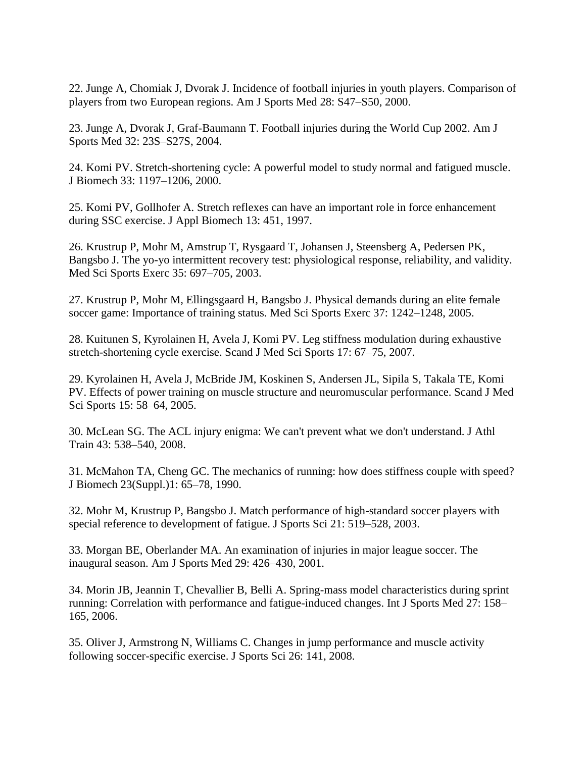22. Junge A, Chomiak J, Dvorak J. Incidence of football injuries in youth players. Comparison of players from two European regions. Am J Sports Med 28: S47–S50, 2000.

23. Junge A, Dvorak J, Graf-Baumann T. Football injuries during the World Cup 2002. Am J Sports Med 32: 23S–S27S, 2004.

24. Komi PV. Stretch-shortening cycle: A powerful model to study normal and fatigued muscle. J Biomech 33: 1197–1206, 2000.

25. Komi PV, Gollhofer A. Stretch reflexes can have an important role in force enhancement during SSC exercise. J Appl Biomech 13: 451, 1997.

26. Krustrup P, Mohr M, Amstrup T, Rysgaard T, Johansen J, Steensberg A, Pedersen PK, Bangsbo J. The yo-yo intermittent recovery test: physiological response, reliability, and validity. Med Sci Sports Exerc 35: 697–705, 2003.

27. Krustrup P, Mohr M, Ellingsgaard H, Bangsbo J. Physical demands during an elite female soccer game: Importance of training status. Med Sci Sports Exerc 37: 1242–1248, 2005.

28. Kuitunen S, Kyrolainen H, Avela J, Komi PV. Leg stiffness modulation during exhaustive stretch-shortening cycle exercise. Scand J Med Sci Sports 17: 67–75, 2007.

29. Kyrolainen H, Avela J, McBride JM, Koskinen S, Andersen JL, Sipila S, Takala TE, Komi PV. Effects of power training on muscle structure and neuromuscular performance. Scand J Med Sci Sports 15: 58–64, 2005.

30. McLean SG. The ACL injury enigma: We can't prevent what we don't understand. J Athl Train 43: 538–540, 2008.

31. McMahon TA, Cheng GC. The mechanics of running: how does stiffness couple with speed? J Biomech 23(Suppl.)1: 65–78, 1990.

32. Mohr M, Krustrup P, Bangsbo J. Match performance of high-standard soccer players with special reference to development of fatigue. J Sports Sci 21: 519–528, 2003.

33. Morgan BE, Oberlander MA. An examination of injuries in major league soccer. The inaugural season. Am J Sports Med 29: 426–430, 2001.

34. Morin JB, Jeannin T, Chevallier B, Belli A. Spring-mass model characteristics during sprint running: Correlation with performance and fatigue-induced changes. Int J Sports Med 27: 158–165, 2006.

35. Oliver J, Armstrong N, Williams C. Changes in jump performance and muscle activity following soccer-specific exercise. J Sports Sci 26: 141, 2008.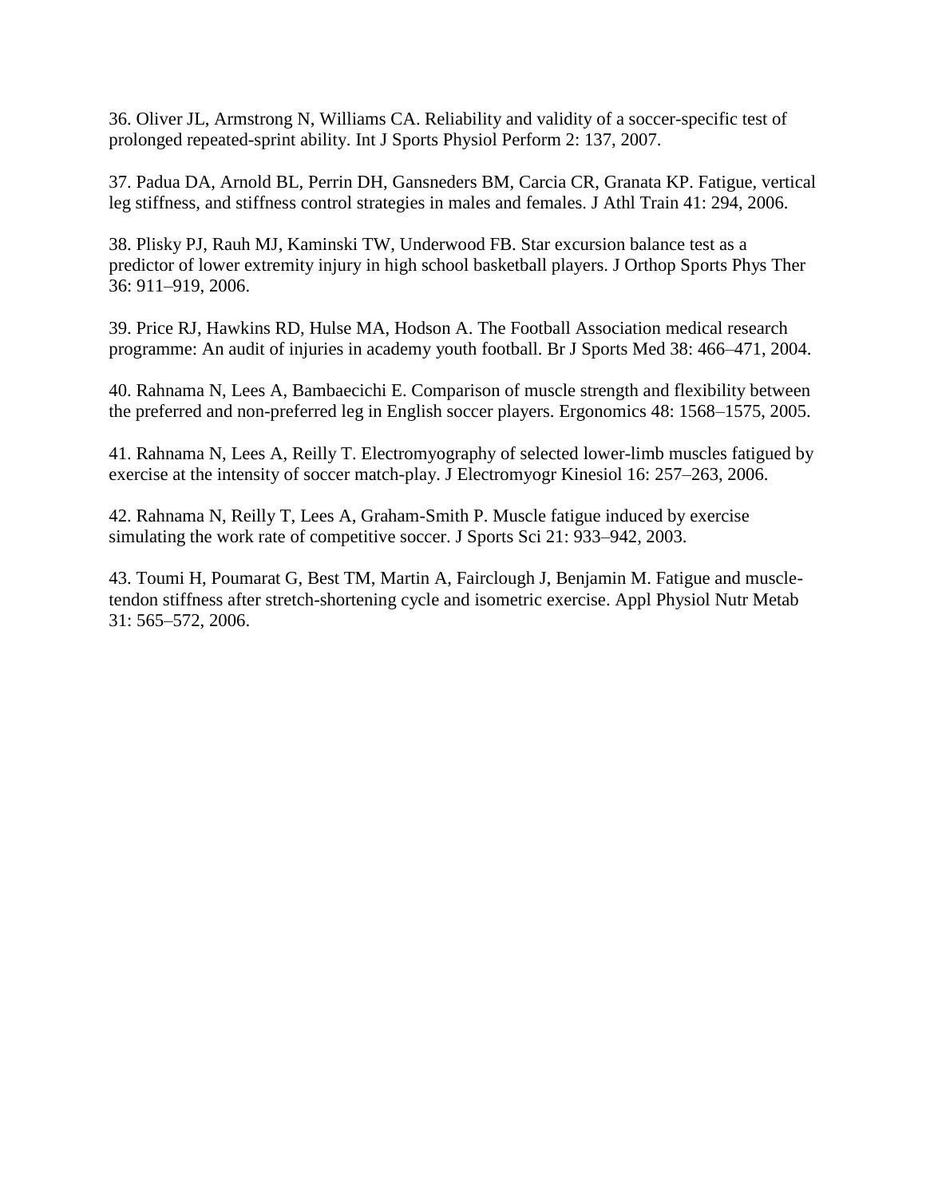36. Oliver JL, Armstrong N, Williams CA. Reliability and validity of a soccer-specific test of prolonged repeated-sprint ability. Int J Sports Physiol Perform 2: 137, 2007.

37. Padua DA, Arnold BL, Perrin DH, Gansneders BM, Carcia CR, Granata KP. Fatigue, vertical leg stiffness, and stiffness control strategies in males and females. J Athl Train 41: 294, 2006.

38. Plisky PJ, Rauh MJ, Kaminski TW, Underwood FB. Star excursion balance test as a predictor of lower extremity injury in high school basketball players. J Orthop Sports Phys Ther 36: 911–919, 2006.

39. Price RJ, Hawkins RD, Hulse MA, Hodson A. The Football Association medical research programme: An audit of injuries in academy youth football. Br J Sports Med 38: 466–471, 2004.

40. Rahnama N, Lees A, Bambaecichi E. Comparison of muscle strength and flexibility between the preferred and non-preferred leg in English soccer players. Ergonomics 48: 1568–1575, 2005.

41. Rahnama N, Lees A, Reilly T. Electromyography of selected lower-limb muscles fatigued by exercise at the intensity of soccer match-play. J Electromyogr Kinesiol 16: 257–263, 2006.

42. Rahnama N, Reilly T, Lees A, Graham-Smith P. Muscle fatigue induced by exercise simulating the work rate of competitive soccer. J Sports Sci 21: 933–942, 2003.

43. Toumi H, Poumarat G, Best TM, Martin A, Fairclough J, Benjamin M. Fatigue and muscle-tendon stiffness after stretch-shortening cycle and isometric exercise. Appl Physiol Nutr Metab 31: 565–572, 2006.